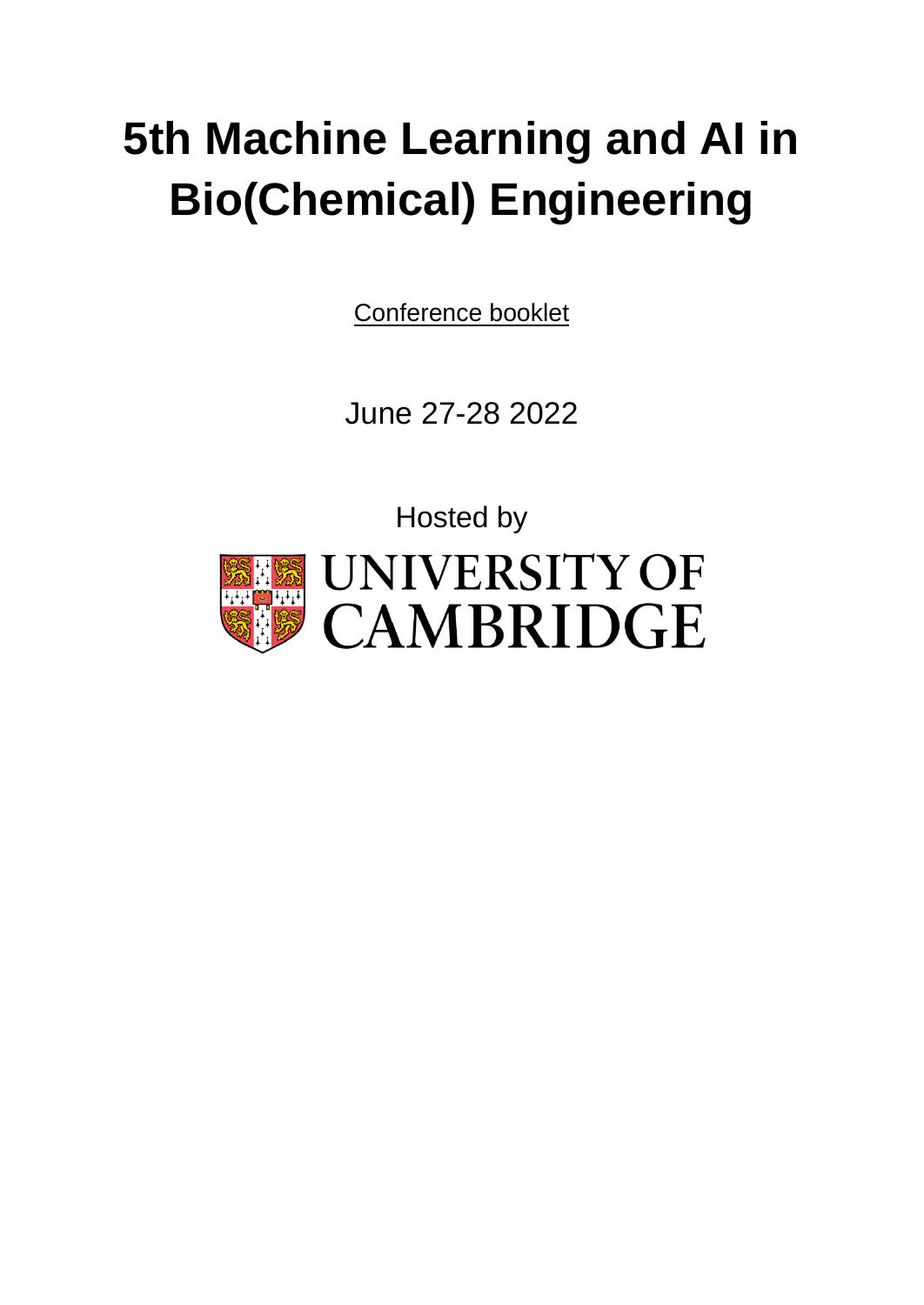# 5th Machine Learning and AI in Bio(Chemical) Engineering

Conference booklet

June 27-28 2022

Hosted by

UNIVERSITY OF CAMBRIDGE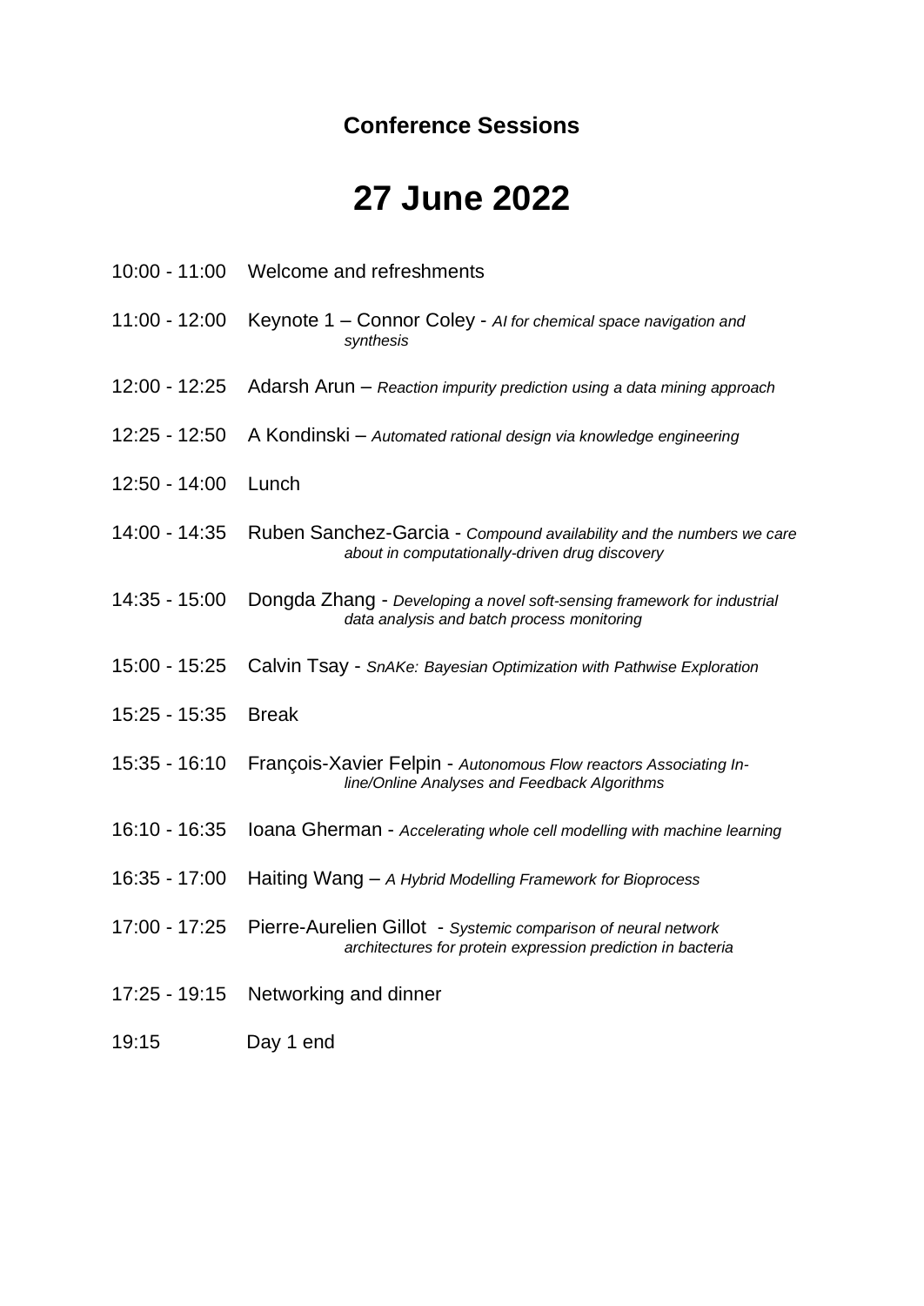### Conference Sessions

# 27 June 2022

10:00 - 11:00 Welcome and refreshments

11:00 - 12:00 Keynote 1 – Connor Coley - *AI for chemical space navigation and synthesis*

12:00 - 12:25 Adarsh Arun – *Reaction impurity prediction using a data mining approach*

12:25 - 12:50 A Kondinski – *Automated rational design via knowledge engineering*

12:50 - 14:00 Lunch

14:00 - 14:35 Ruben Sanchez-Garcia - *Compound availability and the numbers we care about in computationally-driven drug discovery*

14:35 - 15:00 Dongda Zhang - *Developing a novel soft-sensing framework for industrial data analysis and batch process monitoring*

15:00 - 15:25 Calvin Tsay - *SnAKe: Bayesian Optimization with Pathwise Exploration*

15:25 - 15:35 Break

15:35 - 16:10 François-Xavier Felpin - *Autonomous Flow reactors Associating In-line/Online Analyses and Feedback Algorithms*

16:10 - 16:35 Ioana Gherman - *Accelerating whole cell modelling with machine learning*

16:35 - 17:00 Haiting Wang – *A Hybrid Modelling Framework for Bioprocess*

17:00 - 17:25 Pierre-Aurelien Gillot - *Systemic comparison of neural network architectures for protein expression prediction in bacteria*

17:25 - 19:15 Networking and dinner

19:15 Day 1 end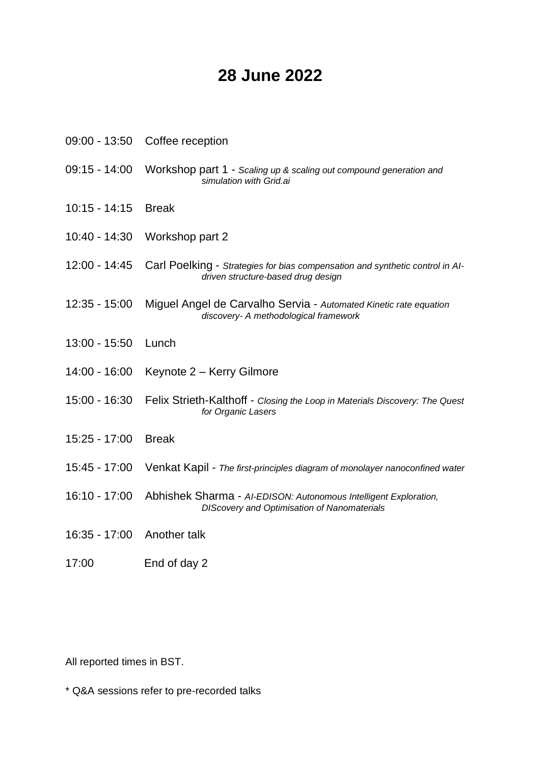# 28 June 2022

09:00 - 13:50 Coffee reception

09:15 - 14:00 Workshop part 1 - *Scaling up & scaling out compound generation and simulation with Grid.ai*

10:15 - 14:15 Break

10:40 - 14:30 Workshop part 2

12:00 - 14:45 Carl Poelking - *Strategies for bias compensation and synthetic control in AI-driven structure-based drug design*

12:35 - 15:00 Miguel Angel de Carvalho Servia - *Automated Kinetic rate equation discovery- A methodological framework*

13:00 - 15:50 Lunch

14:00 - 16:00 Keynote 2 – Kerry Gilmore

15:00 - 16:30 Felix Strieth-Kalthoff - *Closing the Loop in Materials Discovery: The Quest for Organic Lasers*

15:25 - 17:00 Break

15:45 - 17:00 Venkat Kapil - *The first-principles diagram of monolayer nanoconfined water*

16:10 - 17:00 Abhishek Sharma - *AI-EDISON: Autonomous Intelligent Exploration, DIScovery and Optimisation of Nanomaterials*

16:35 - 17:00 Another talk

17:00 End of day 2

All reported times in BST.

* Q&A sessions refer to pre-recorded talks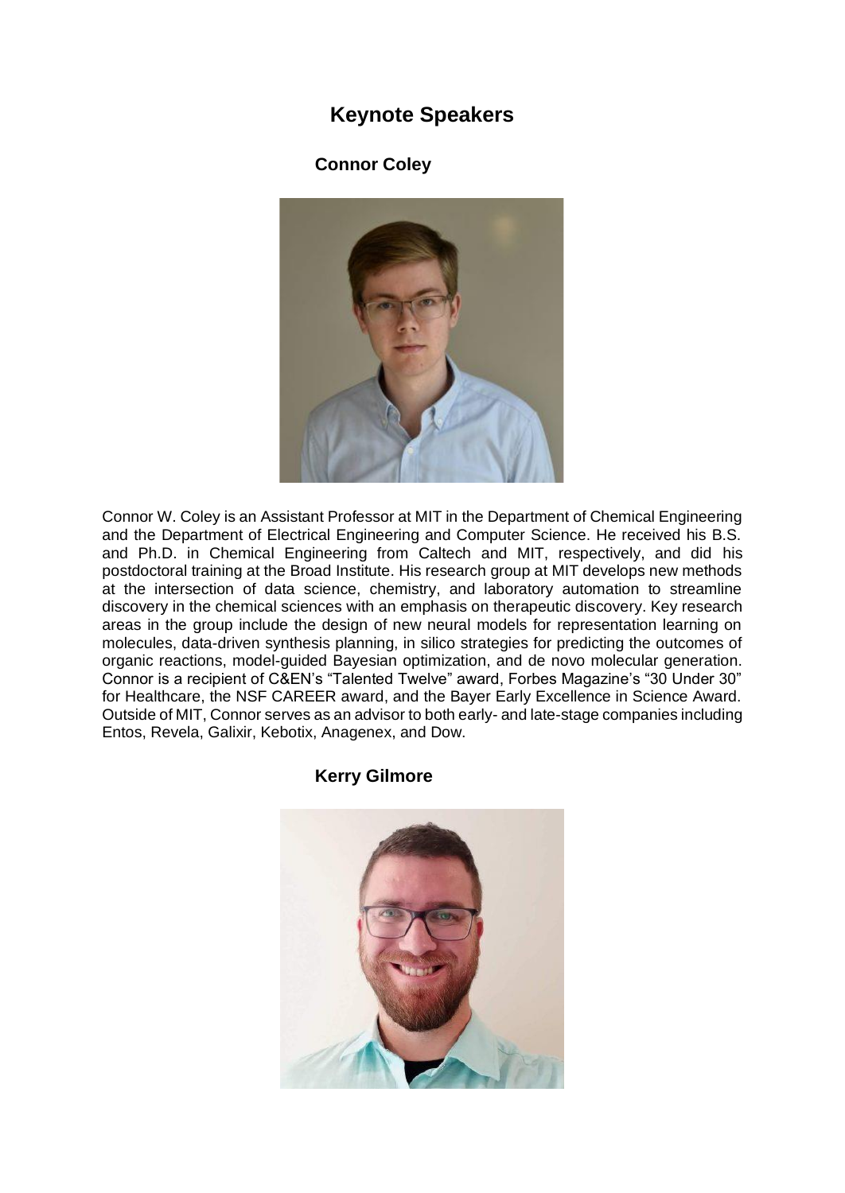# Keynote Speakers

## Connor Coley

Connor W. Coley is an Assistant Professor at MIT in the Department of Chemical Engineering and the Department of Electrical Engineering and Computer Science. He received his B.S. and Ph.D. in Chemical Engineering from Caltech and MIT, respectively, and did his postdoctoral training at the Broad Institute. His research group at MIT develops new methods at the intersection of data science, chemistry, and laboratory automation to streamline discovery in the chemical sciences with an emphasis on therapeutic discovery. Key research areas in the group include the design of new neural models for representation learning on molecules, data-driven synthesis planning, in silico strategies for predicting the outcomes of organic reactions, model-guided Bayesian optimization, and de novo molecular generation. Connor is a recipient of C&EN's "Talented Twelve" award, Forbes Magazine's "30 Under 30" for Healthcare, the NSF CAREER award, and the Bayer Early Excellence in Science Award. Outside of MIT, Connor serves as an advisor to both early- and late-stage companies including Entos, Revela, Galixir, Kebotix, Anagenex, and Dow.

## Kerry Gilmore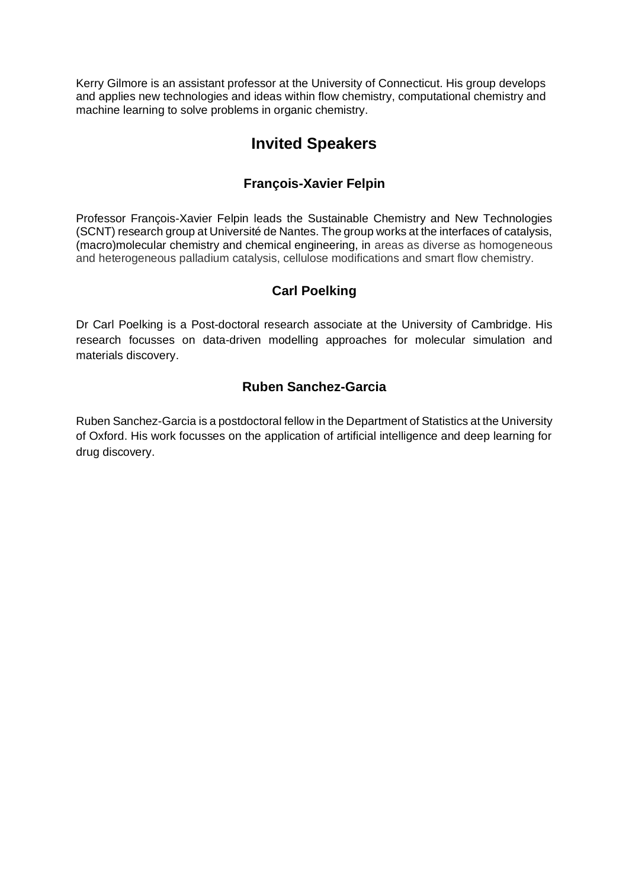Kerry Gilmore is an assistant professor at the University of Connecticut. His group develops and applies new technologies and ideas within flow chemistry, computational chemistry and machine learning to solve problems in organic chemistry.

## Invited Speakers

### François-Xavier Felpin

Professor François-Xavier Felpin leads the Sustainable Chemistry and New Technologies (SCNT) research group at Université de Nantes. The group works at the interfaces of catalysis, (macro)molecular chemistry and chemical engineering, in areas as diverse as homogeneous and heterogeneous palladium catalysis, cellulose modifications and smart flow chemistry.

### Carl Poelking

Dr Carl Poelking is a Post-doctoral research associate at the University of Cambridge. His research focusses on data-driven modelling approaches for molecular simulation and materials discovery.

### Ruben Sanchez-Garcia

Ruben Sanchez-Garcia is a postdoctoral fellow in the Department of Statistics at the University of Oxford. His work focusses on the application of artificial intelligence and deep learning for drug discovery.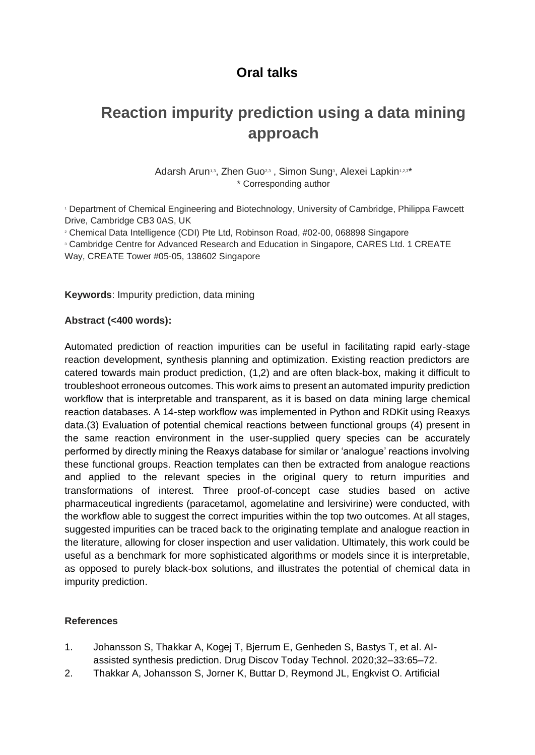# Oral talks

## Reaction impurity prediction using a data mining approach

Adarsh Arun[1,3], Zhen Guo[2,3] , Simon Sung[3], Alexei Lapkin[1,2,3]*
* Corresponding author

[1] Department of Chemical Engineering and Biotechnology, University of Cambridge, Philippa Fawcett Drive, Cambridge CB3 0AS, UK

[2] Chemical Data Intelligence (CDI) Pte Ltd, Robinson Road, #02-00, 068898 Singapore

[3] Cambridge Centre for Advanced Research and Education in Singapore, CARES Ltd. 1 CREATE Way, CREATE Tower #05-05, 138602 Singapore

**Keywords**: Impurity prediction, data mining

**Abstract (<400 words):**

Automated prediction of reaction impurities can be useful in facilitating rapid early-stage reaction development, synthesis planning and optimization. Existing reaction predictors are catered towards main product prediction, (1,2) and are often black-box, making it difficult to troubleshoot erroneous outcomes. This work aims to present an automated impurity prediction workflow that is interpretable and transparent, as it is based on data mining large chemical reaction databases. A 14-step workflow was implemented in Python and RDKit using Reaxys data.(3) Evaluation of potential chemical reactions between functional groups (4) present in the same reaction environment in the user-supplied query species can be accurately performed by directly mining the Reaxys database for similar or 'analogue' reactions involving these functional groups. Reaction templates can then be extracted from analogue reactions and applied to the relevant species in the original query to return impurities and transformations of interest. Three proof-of-concept case studies based on active pharmaceutical ingredients (paracetamol, agomelatine and lersivirine) were conducted, with the workflow able to suggest the correct impurities within the top two outcomes. At all stages, suggested impurities can be traced back to the originating template and analogue reaction in the literature, allowing for closer inspection and user validation. Ultimately, this work could be useful as a benchmark for more sophisticated algorithms or models since it is interpretable, as opposed to purely black-box solutions, and illustrates the potential of chemical data in impurity prediction.

**References**

1. Johansson S, Thakkar A, Kogej T, Bjerrum E, Genheden S, Bastys T, et al. AI-assisted synthesis prediction. Drug Discov Today Technol. 2020;32–33:65–72.
2. Thakkar A, Johansson S, Jorner K, Buttar D, Reymond JL, Engkvist O. Artificial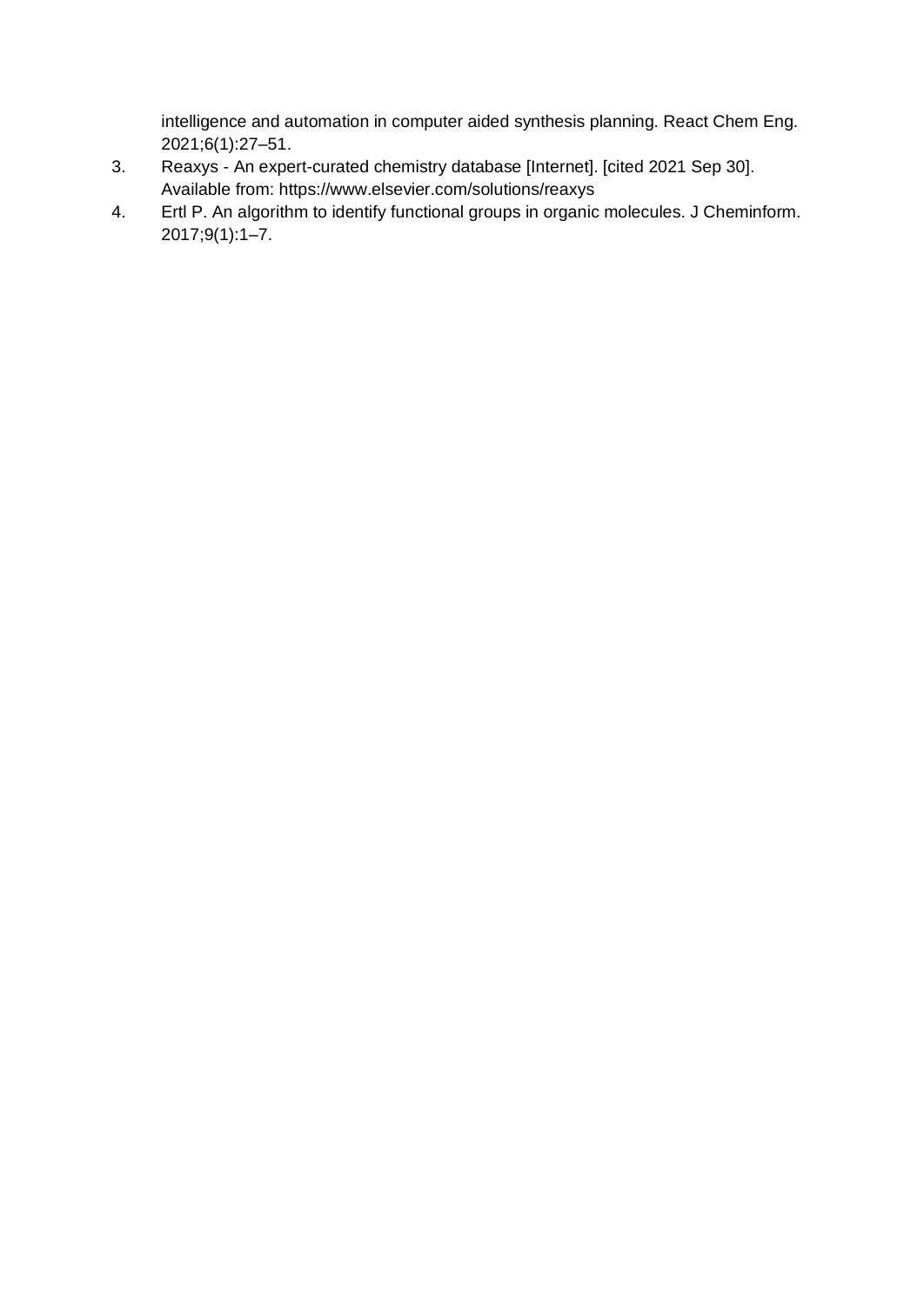intelligence and automation in computer aided synthesis planning. React Chem Eng. 2021;6(1):27–51.

3. Reaxys - An expert-curated chemistry database [Internet]. [cited 2021 Sep 30]. Available from: https://www.elsevier.com/solutions/reaxys
4. Ertl P. An algorithm to identify functional groups in organic molecules. J Cheminform. 2017;9(1):1–7.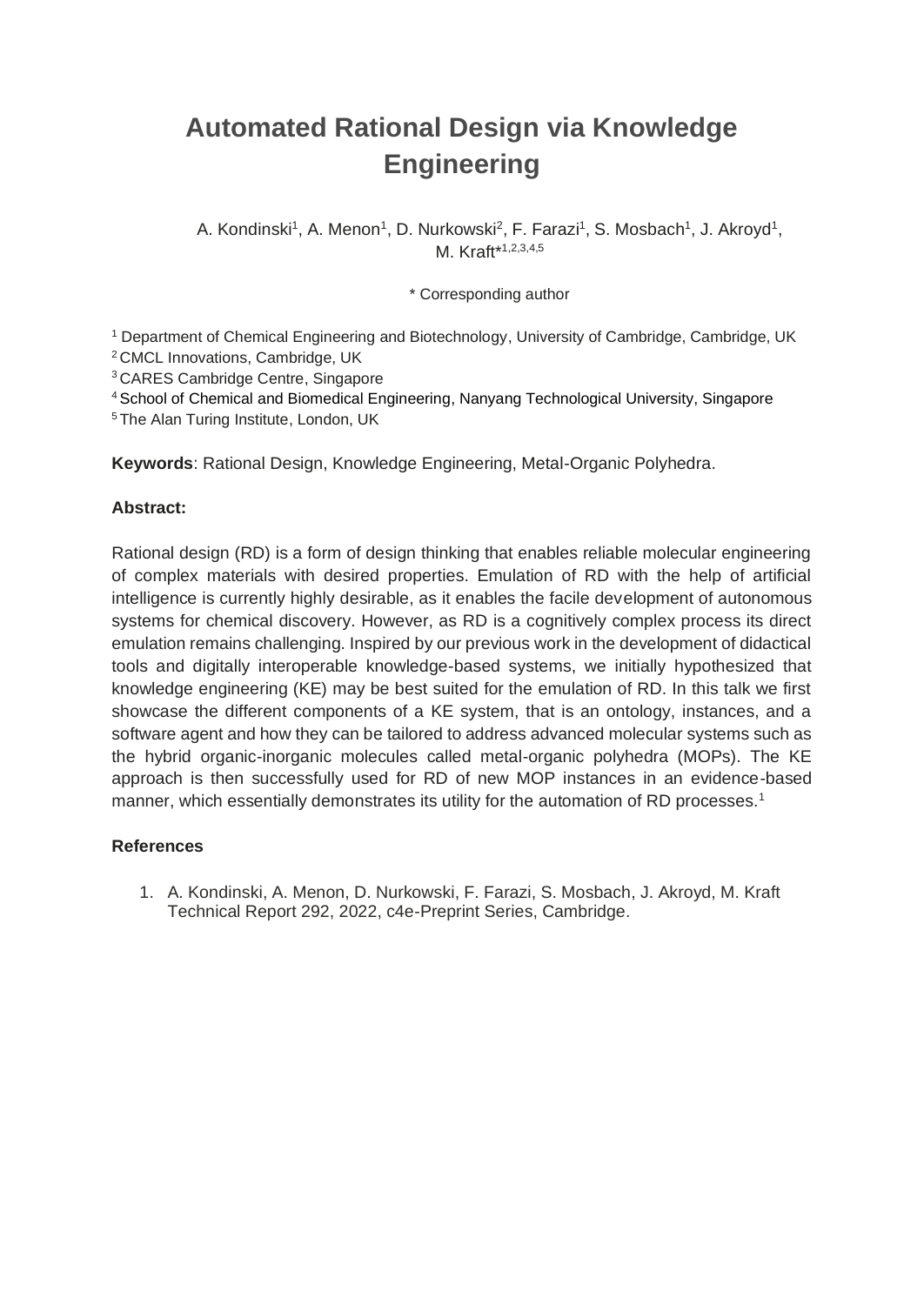# Automated Rational Design via Knowledge Engineering

A. Kondinski[1], A. Menon[1], D. Nurkowski[2], F. Farazi[1], S. Mosbach[1], J. Akroyd[1], M. Kraft*[1,2,3,4,5]

\* Corresponding author

[1] Department of Chemical Engineering and Biotechnology, University of Cambridge, Cambridge, UK
[2] CMCL Innovations, Cambridge, UK
[3] CARES Cambridge Centre, Singapore
[4] School of Chemical and Biomedical Engineering, Nanyang Technological University, Singapore
[5] The Alan Turing Institute, London, UK

**Keywords**: Rational Design, Knowledge Engineering, Metal-Organic Polyhedra.

**Abstract:**

Rational design (RD) is a form of design thinking that enables reliable molecular engineering of complex materials with desired properties. Emulation of RD with the help of artificial intelligence is currently highly desirable, as it enables the facile development of autonomous systems for chemical discovery. However, as RD is a cognitively complex process its direct emulation remains challenging. Inspired by our previous work in the development of didactical tools and digitally interoperable knowledge-based systems, we initially hypothesized that knowledge engineering (KE) may be best suited for the emulation of RD. In this talk we first showcase the different components of a KE system, that is an ontology, instances, and a software agent and how they can be tailored to address advanced molecular systems such as the hybrid organic-inorganic molecules called metal-organic polyhedra (MOPs). The KE approach is then successfully used for RD of new MOP instances in an evidence-based manner, which essentially demonstrates its utility for the automation of RD processes.[1]

**References**

1. A. Kondinski, A. Menon, D. Nurkowski, F. Farazi, S. Mosbach, J. Akroyd, M. Kraft Technical Report 292, 2022, c4e-Preprint Series, Cambridge.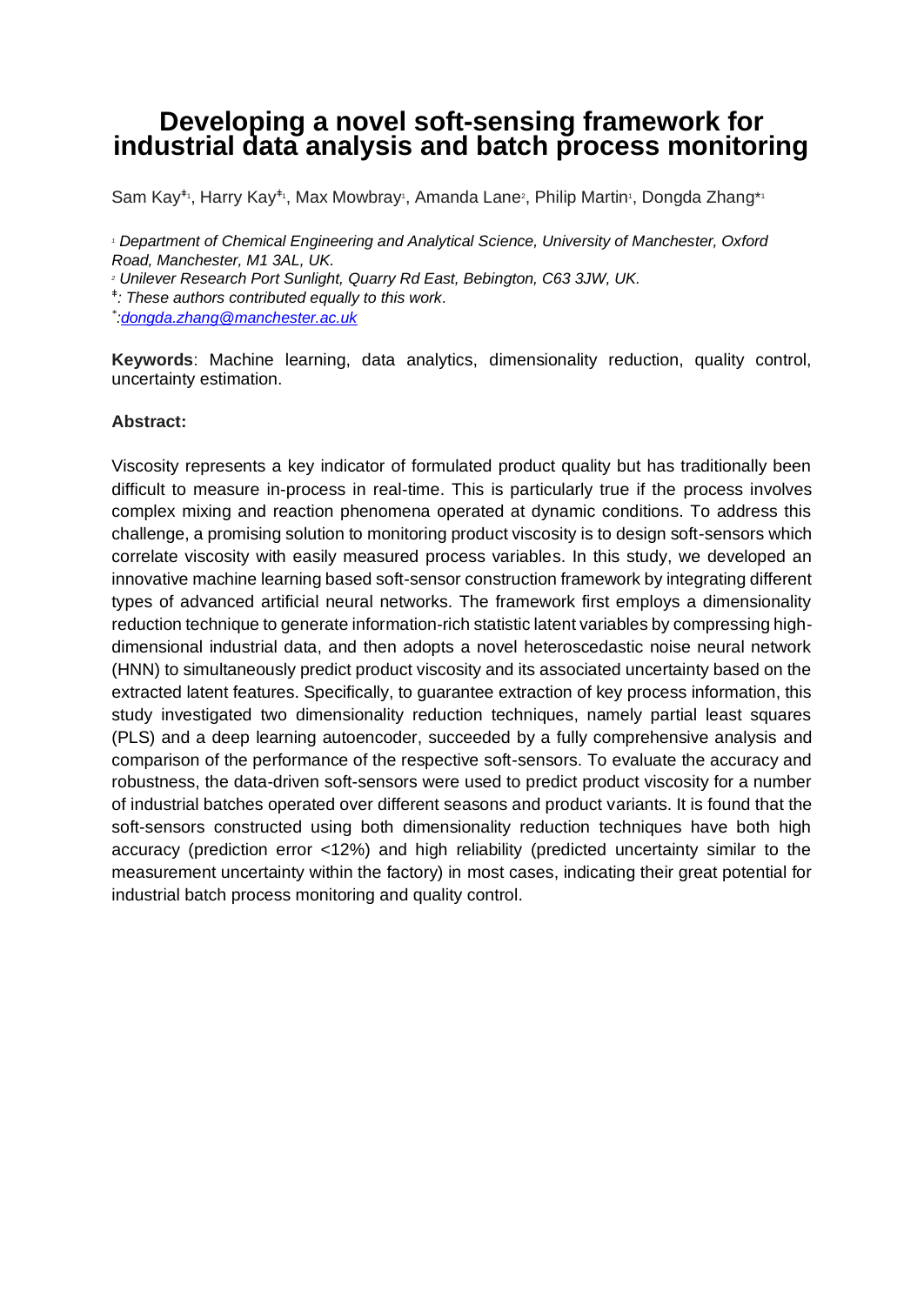# Developing a novel soft-sensing framework for industrial data analysis and batch process monitoring

Sam Kay[ǂ1], Harry Kay[ǂ1], Max Mowbray[1], Amanda Lane[2], Philip Martin[1], Dongda Zhang[*1]

[1] *Department of Chemical Engineering and Analytical Science, University of Manchester, Oxford Road, Manchester, M1 3AL, UK.*

[2] *Unilever Research Port Sunlight, Quarry Rd East, Bebington, C63 3JW, UK.*

[ǂ]*: These authors contributed equally to this work.*

[*]*:[dongda.zhang@manchester.ac.uk](mailto:dongda.zhang@manchester.ac.uk)*

**Keywords**: Machine learning, data analytics, dimensionality reduction, quality control, uncertainty estimation.

**Abstract:**

Viscosity represents a key indicator of formulated product quality but has traditionally been difficult to measure in-process in real-time. This is particularly true if the process involves complex mixing and reaction phenomena operated at dynamic conditions. To address this challenge, a promising solution to monitoring product viscosity is to design soft-sensors which correlate viscosity with easily measured process variables. In this study, we developed an innovative machine learning based soft-sensor construction framework by integrating different types of advanced artificial neural networks. The framework first employs a dimensionality reduction technique to generate information-rich statistic latent variables by compressing high-dimensional industrial data, and then adopts a novel heteroscedastic noise neural network (HNN) to simultaneously predict product viscosity and its associated uncertainty based on the extracted latent features. Specifically, to guarantee extraction of key process information, this study investigated two dimensionality reduction techniques, namely partial least squares (PLS) and a deep learning autoencoder, succeeded by a fully comprehensive analysis and comparison of the performance of the respective soft-sensors. To evaluate the accuracy and robustness, the data-driven soft-sensors were used to predict product viscosity for a number of industrial batches operated over different seasons and product variants. It is found that the soft-sensors constructed using both dimensionality reduction techniques have both high accuracy (prediction error <12%) and high reliability (predicted uncertainty similar to the measurement uncertainty within the factory) in most cases, indicating their great potential for industrial batch process monitoring and quality control.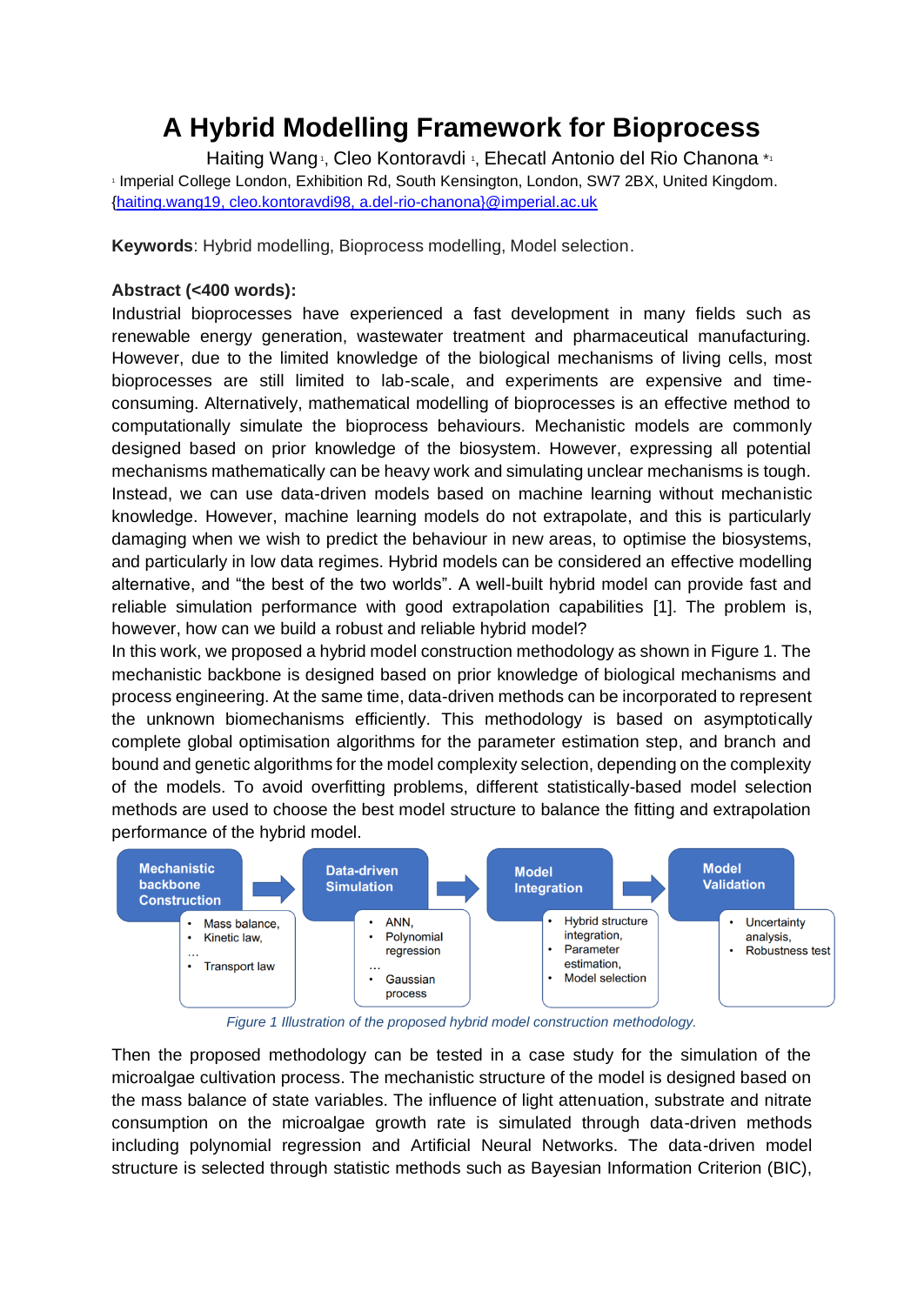# A Hybrid Modelling Framework for Bioprocess

Haiting Wang [1], Cleo Kontoravdi [1], Ehecatl Antonio del Rio Chanona *[1]

[1] Imperial College London, Exhibition Rd, South Kensington, London, SW7 2BX, United Kingdom.
{haiting.wang19, cleo.kontoravdi98, a.del-rio-chanona}@imperial.ac.uk

**Keywords**: Hybrid modelling, Bioprocess modelling, Model selection.

**Abstract (<400 words):**

Industrial bioprocesses have experienced a fast development in many fields such as renewable energy generation, wastewater treatment and pharmaceutical manufacturing. However, due to the limited knowledge of the biological mechanisms of living cells, most bioprocesses are still limited to lab-scale, and experiments are expensive and time-consuming. Alternatively, mathematical modelling of bioprocesses is an effective method to computationally simulate the bioprocess behaviours. Mechanistic models are commonly designed based on prior knowledge of the biosystem. However, expressing all potential mechanisms mathematically can be heavy work and simulating unclear mechanisms is tough. Instead, we can use data-driven models based on machine learning without mechanistic knowledge. However, machine learning models do not extrapolate, and this is particularly damaging when we wish to predict the behaviour in new areas, to optimise the biosystems, and particularly in low data regimes. Hybrid models can be considered an effective modelling alternative, and "the best of the two worlds". A well-built hybrid model can provide fast and reliable simulation performance with good extrapolation capabilities [1]. The problem is, however, how can we build a robust and reliable hybrid model?

In this work, we proposed a hybrid model construction methodology as shown in Figure 1. The mechanistic backbone is designed based on prior knowledge of biological mechanisms and process engineering. At the same time, data-driven methods can be incorporated to represent the unknown biomechanisms efficiently. This methodology is based on asymptotically complete global optimisation algorithms for the parameter estimation step, and branch and bound and genetic algorithms for the model complexity selection, depending on the complexity of the models. To avoid overfitting problems, different statistically-based model selection methods are used to choose the best model structure to balance the fitting and extrapolation performance of the hybrid model.

| Mechanistic backbone Construction | Data-driven Simulation | Model Integration | Model Validation |
|---|---|---|---|
| • Mass balance,<br>• Kinetic law,<br>…<br>• Transport law | • ANN,<br>• Polynomial regression<br>…<br>• Gaussian process | • Hybrid structure integration,<br>• Parameter estimation,<br>• Model selection | • Uncertainty analysis,<br>• Robustness test |

*Figure 1 Illustration of the proposed hybrid model construction methodology.*

Then the proposed methodology can be tested in a case study for the simulation of the microalgae cultivation process. The mechanistic structure of the model is designed based on the mass balance of state variables. The influence of light attenuation, substrate and nitrate consumption on the microalgae growth rate is simulated through data-driven methods including polynomial regression and Artificial Neural Networks. The data-driven model structure is selected through statistic methods such as Bayesian Information Criterion (BIC),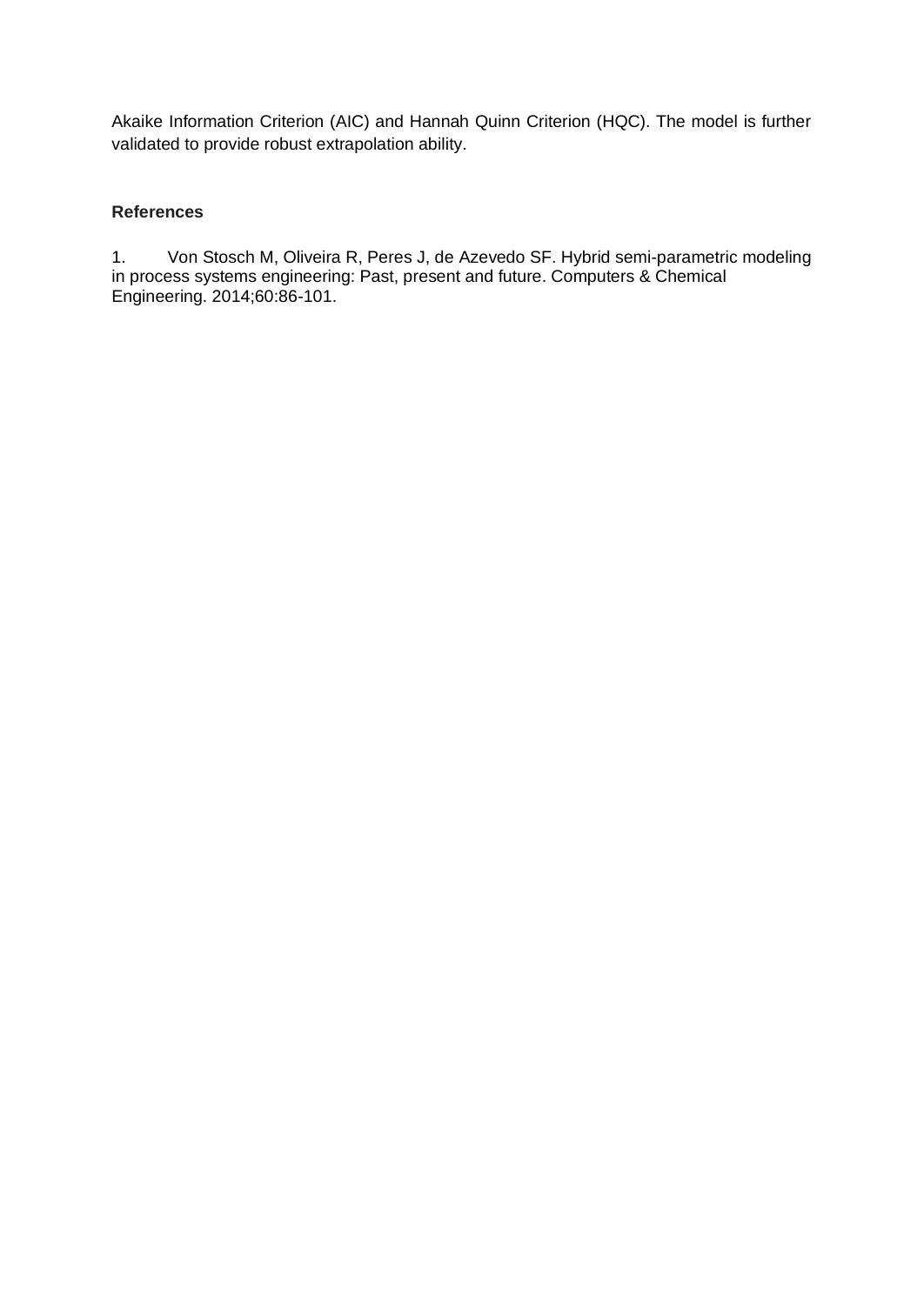Akaike Information Criterion (AIC) and Hannah Quinn Criterion (HQC). The model is further validated to provide robust extrapolation ability.

### References

1. Von Stosch M, Oliveira R, Peres J, de Azevedo SF. Hybrid semi-parametric modeling in process systems engineering: Past, present and future. Computers & Chemical Engineering. 2014;60:86-101.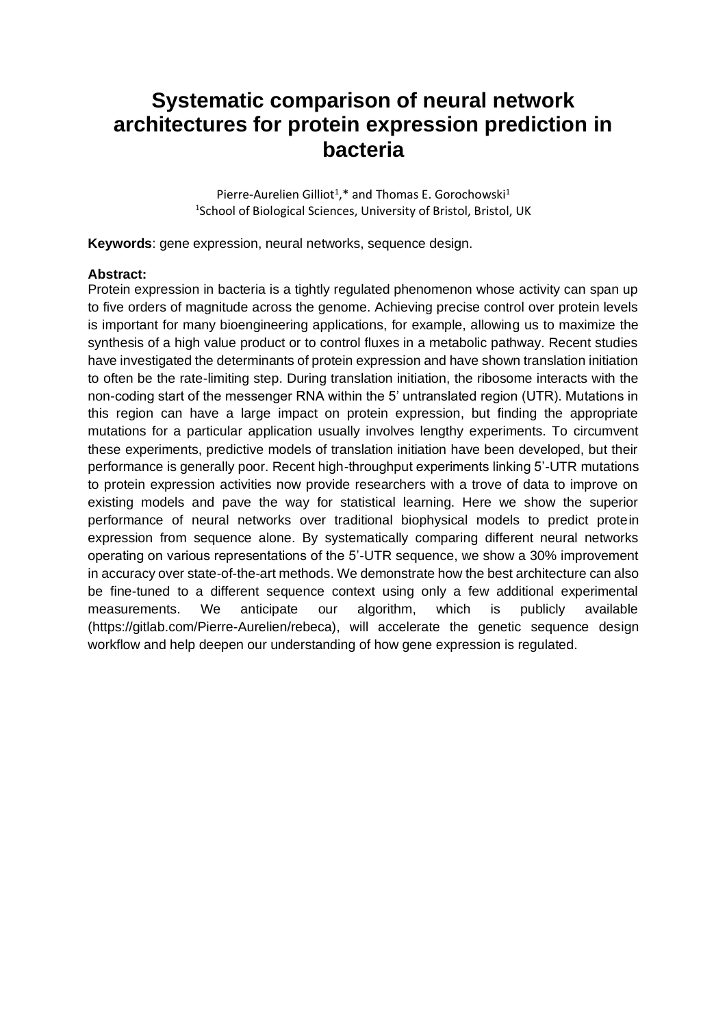# Systematic comparison of neural network architectures for protein expression prediction in bacteria

Pierre-Aurelien Gilliot[1],* and Thomas E. Gorochowski[1]

[1]School of Biological Sciences, University of Bristol, Bristol, UK

**Keywords**: gene expression, neural networks, sequence design.

**Abstract:**

Protein expression in bacteria is a tightly regulated phenomenon whose activity can span up to five orders of magnitude across the genome. Achieving precise control over protein levels is important for many bioengineering applications, for example, allowing us to maximize the synthesis of a high value product or to control fluxes in a metabolic pathway. Recent studies have investigated the determinants of protein expression and have shown translation initiation to often be the rate-limiting step. During translation initiation, the ribosome interacts with the non-coding start of the messenger RNA within the 5' untranslated region (UTR). Mutations in this region can have a large impact on protein expression, but finding the appropriate mutations for a particular application usually involves lengthy experiments. To circumvent these experiments, predictive models of translation initiation have been developed, but their performance is generally poor. Recent high-throughput experiments linking 5'-UTR mutations to protein expression activities now provide researchers with a trove of data to improve on existing models and pave the way for statistical learning. Here we show the superior performance of neural networks over traditional biophysical models to predict protein expression from sequence alone. By systematically comparing different neural networks operating on various representations of the 5'-UTR sequence, we show a 30% improvement in accuracy over state-of-the-art methods. We demonstrate how the best architecture can also be fine-tuned to a different sequence context using only a few additional experimental measurements. We anticipate our algorithm, which is publicly available (https://gitlab.com/Pierre-Aurelien/rebeca), will accelerate the genetic sequence design workflow and help deepen our understanding of how gene expression is regulated.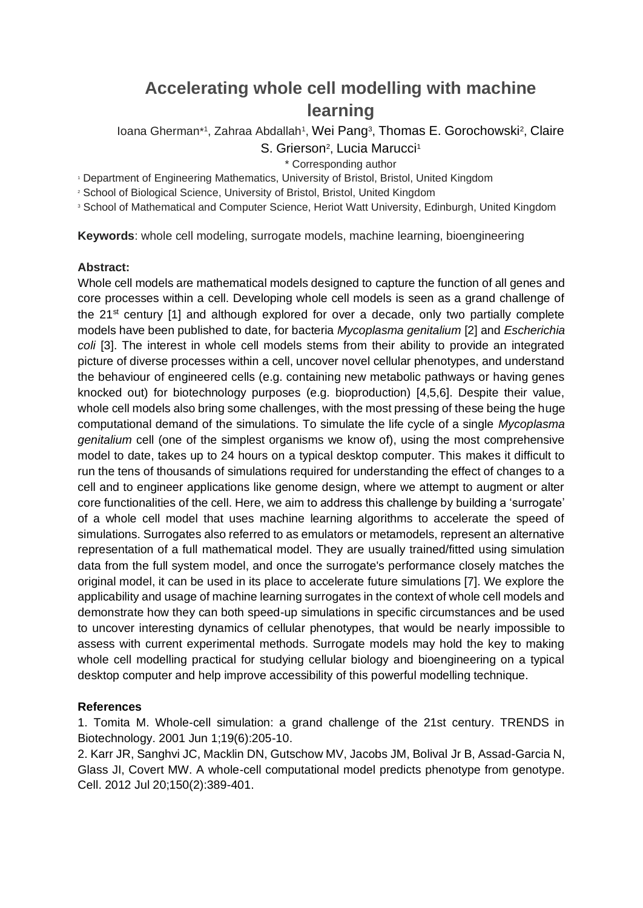# Accelerating whole cell modelling with machine learning

Ioana Gherman*[1], Zahraa Abdallah[1], Wei Pang[3], Thomas E. Gorochowski[2], Claire S. Grierson[2], Lucia Marucci[1]

\* Corresponding author

[1] Department of Engineering Mathematics, University of Bristol, Bristol, United Kingdom

[2] School of Biological Science, University of Bristol, Bristol, United Kingdom

[3] School of Mathematical and Computer Science, Heriot Watt University, Edinburgh, United Kingdom

**Keywords**: whole cell modeling, surrogate models, machine learning, bioengineering

**Abstract:**

Whole cell models are mathematical models designed to capture the function of all genes and core processes within a cell. Developing whole cell models is seen as a grand challenge of the 21st century [1] and although explored for over a decade, only two partially complete models have been published to date, for bacteria *Mycoplasma genitalium* [2] and *Escherichia coli* [3]. The interest in whole cell models stems from their ability to provide an integrated picture of diverse processes within a cell, uncover novel cellular phenotypes, and understand the behaviour of engineered cells (e.g. containing new metabolic pathways or having genes knocked out) for biotechnology purposes (e.g. bioproduction) [4,5,6]. Despite their value, whole cell models also bring some challenges, with the most pressing of these being the huge computational demand of the simulations. To simulate the life cycle of a single *Mycoplasma genitalium* cell (one of the simplest organisms we know of), using the most comprehensive model to date, takes up to 24 hours on a typical desktop computer. This makes it difficult to run the tens of thousands of simulations required for understanding the effect of changes to a cell and to engineer applications like genome design, where we attempt to augment or alter core functionalities of the cell. Here, we aim to address this challenge by building a 'surrogate' of a whole cell model that uses machine learning algorithms to accelerate the speed of simulations. Surrogates also referred to as emulators or metamodels, represent an alternative representation of a full mathematical model. They are usually trained/fitted using simulation data from the full system model, and once the surrogate's performance closely matches the original model, it can be used in its place to accelerate future simulations [7]. We explore the applicability and usage of machine learning surrogates in the context of whole cell models and demonstrate how they can both speed-up simulations in specific circumstances and be used to uncover interesting dynamics of cellular phenotypes, that would be nearly impossible to assess with current experimental methods. Surrogate models may hold the key to making whole cell modelling practical for studying cellular biology and bioengineering on a typical desktop computer and help improve accessibility of this powerful modelling technique.

**References**

1. Tomita M. Whole-cell simulation: a grand challenge of the 21st century. TRENDS in Biotechnology. 2001 Jun 1;19(6):205-10.
2. Karr JR, Sanghvi JC, Macklin DN, Gutschow MV, Jacobs JM, Bolival Jr B, Assad-Garcia N, Glass JI, Covert MW. A whole-cell computational model predicts phenotype from genotype. Cell. 2012 Jul 20;150(2):389-401.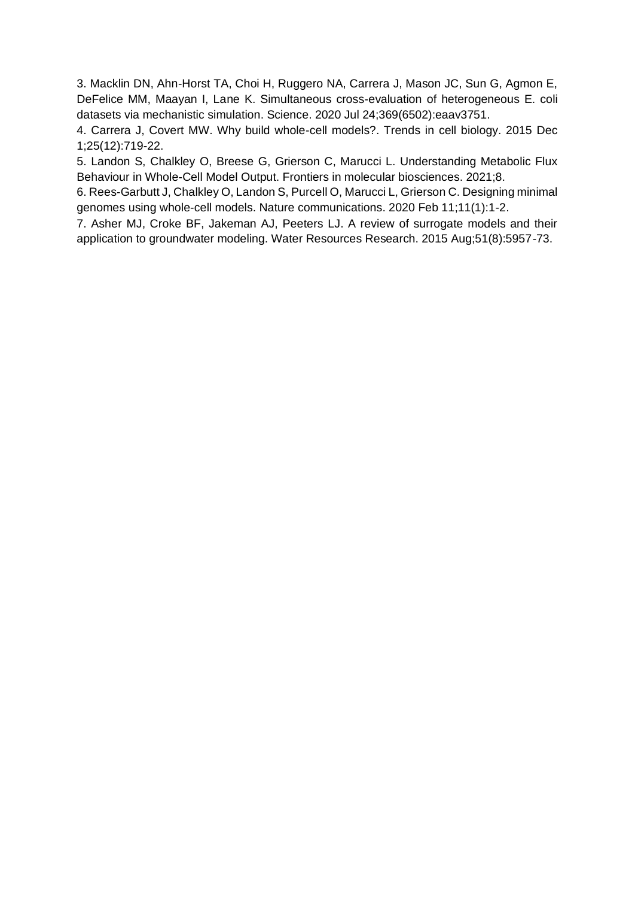3. Macklin DN, Ahn-Horst TA, Choi H, Ruggero NA, Carrera J, Mason JC, Sun G, Agmon E, DeFelice MM, Maayan I, Lane K. Simultaneous cross-evaluation of heterogeneous E. coli datasets via mechanistic simulation. Science. 2020 Jul 24;369(6502):eaav3751.

4. Carrera J, Covert MW. Why build whole-cell models?. Trends in cell biology. 2015 Dec 1;25(12):719-22.

5. Landon S, Chalkley O, Breese G, Grierson C, Marucci L. Understanding Metabolic Flux Behaviour in Whole-Cell Model Output. Frontiers in molecular biosciences. 2021;8.

6. Rees-Garbutt J, Chalkley O, Landon S, Purcell O, Marucci L, Grierson C. Designing minimal genomes using whole-cell models. Nature communications. 2020 Feb 11;11(1):1-2.

7. Asher MJ, Croke BF, Jakeman AJ, Peeters LJ. A review of surrogate models and their application to groundwater modeling. Water Resources Research. 2015 Aug;51(8):5957-73.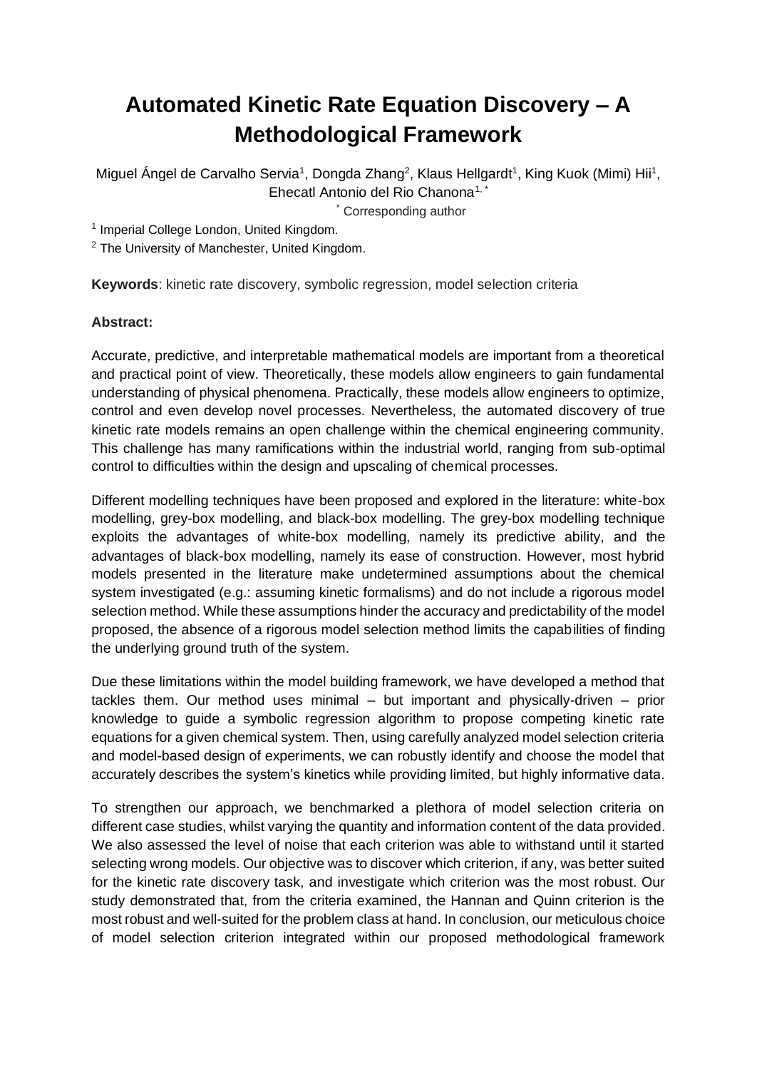# Automated Kinetic Rate Equation Discovery – A Methodological Framework

Miguel Ángel de Carvalho Servia[1], Dongda Zhang[2], Klaus Hellgardt[1], King Kuok (Mimi) Hii[1], Ehecatl Antonio del Rio Chanona[1,*]

[*] Corresponding author

[1] Imperial College London, United Kingdom.

[2] The University of Manchester, United Kingdom.

**Keywords**: kinetic rate discovery, symbolic regression, model selection criteria

**Abstract:**

Accurate, predictive, and interpretable mathematical models are important from a theoretical and practical point of view. Theoretically, these models allow engineers to gain fundamental understanding of physical phenomena. Practically, these models allow engineers to optimize, control and even develop novel processes. Nevertheless, the automated discovery of true kinetic rate models remains an open challenge within the chemical engineering community. This challenge has many ramifications within the industrial world, ranging from sub-optimal control to difficulties within the design and upscaling of chemical processes.

Different modelling techniques have been proposed and explored in the literature: white-box modelling, grey-box modelling, and black-box modelling. The grey-box modelling technique exploits the advantages of white-box modelling, namely its predictive ability, and the advantages of black-box modelling, namely its ease of construction. However, most hybrid models presented in the literature make undetermined assumptions about the chemical system investigated (e.g.: assuming kinetic formalisms) and do not include a rigorous model selection method. While these assumptions hinder the accuracy and predictability of the model proposed, the absence of a rigorous model selection method limits the capabilities of finding the underlying ground truth of the system.

Due these limitations within the model building framework, we have developed a method that tackles them. Our method uses minimal – but important and physically-driven – prior knowledge to guide a symbolic regression algorithm to propose competing kinetic rate equations for a given chemical system. Then, using carefully analyzed model selection criteria and model-based design of experiments, we can robustly identify and choose the model that accurately describes the system's kinetics while providing limited, but highly informative data.

To strengthen our approach, we benchmarked a plethora of model selection criteria on different case studies, whilst varying the quantity and information content of the data provided. We also assessed the level of noise that each criterion was able to withstand until it started selecting wrong models. Our objective was to discover which criterion, if any, was better suited for the kinetic rate discovery task, and investigate which criterion was the most robust. Our study demonstrated that, from the criteria examined, the Hannan and Quinn criterion is the most robust and well-suited for the problem class at hand. In conclusion, our meticulous choice of model selection criterion integrated within our proposed methodological framework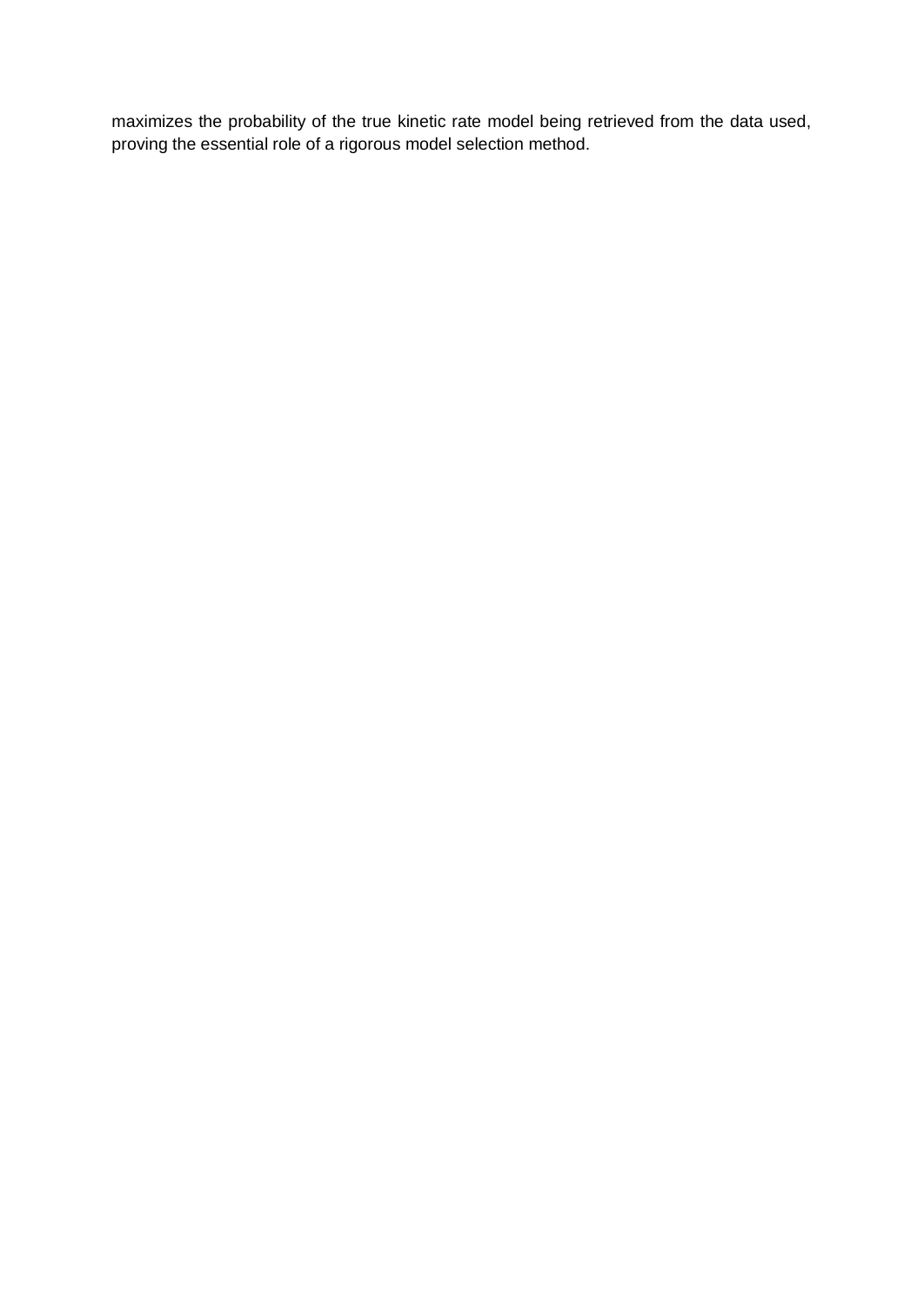maximizes the probability of the true kinetic rate model being retrieved from the data used, proving the essential role of a rigorous model selection method.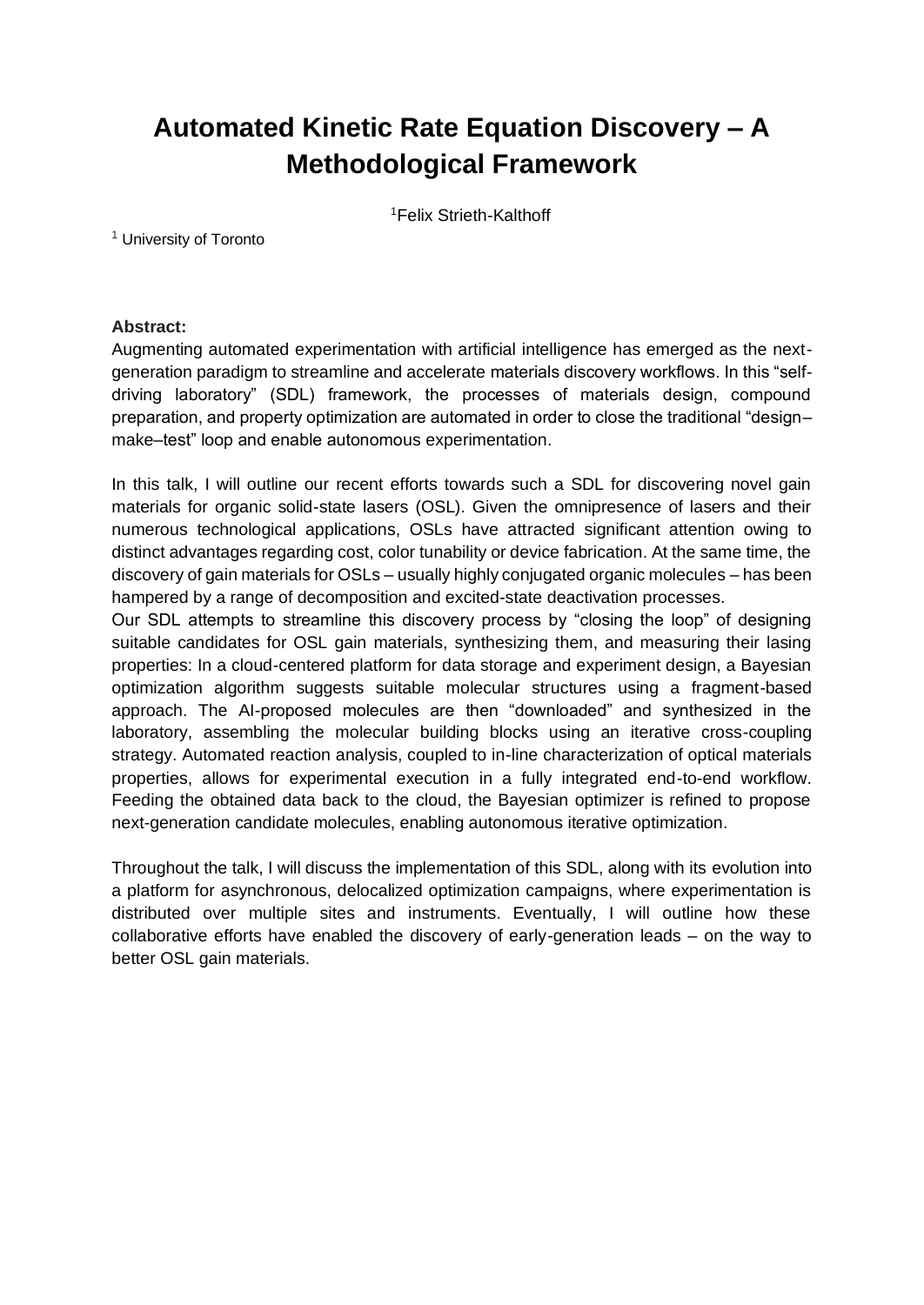# Automated Kinetic Rate Equation Discovery – A Methodological Framework

[1]Felix Strieth-Kalthoff

[1] University of Toronto

**Abstract:**

Augmenting automated experimentation with artificial intelligence has emerged as the next-generation paradigm to streamline and accelerate materials discovery workflows. In this "self-driving laboratory" (SDL) framework, the processes of materials design, compound preparation, and property optimization are automated in order to close the traditional "design–make–test" loop and enable autonomous experimentation.

In this talk, I will outline our recent efforts towards such a SDL for discovering novel gain materials for organic solid-state lasers (OSL). Given the omnipresence of lasers and their numerous technological applications, OSLs have attracted significant attention owing to distinct advantages regarding cost, color tunability or device fabrication. At the same time, the discovery of gain materials for OSLs – usually highly conjugated organic molecules – has been hampered by a range of decomposition and excited-state deactivation processes.

Our SDL attempts to streamline this discovery process by "closing the loop" of designing suitable candidates for OSL gain materials, synthesizing them, and measuring their lasing properties: In a cloud-centered platform for data storage and experiment design, a Bayesian optimization algorithm suggests suitable molecular structures using a fragment-based approach. The AI-proposed molecules are then "downloaded" and synthesized in the laboratory, assembling the molecular building blocks using an iterative cross-coupling strategy. Automated reaction analysis, coupled to in-line characterization of optical materials properties, allows for experimental execution in a fully integrated end-to-end workflow. Feeding the obtained data back to the cloud, the Bayesian optimizer is refined to propose next-generation candidate molecules, enabling autonomous iterative optimization.

Throughout the talk, I will discuss the implementation of this SDL, along with its evolution into a platform for asynchronous, delocalized optimization campaigns, where experimentation is distributed over multiple sites and instruments. Eventually, I will outline how these collaborative efforts have enabled the discovery of early-generation leads – on the way to better OSL gain materials.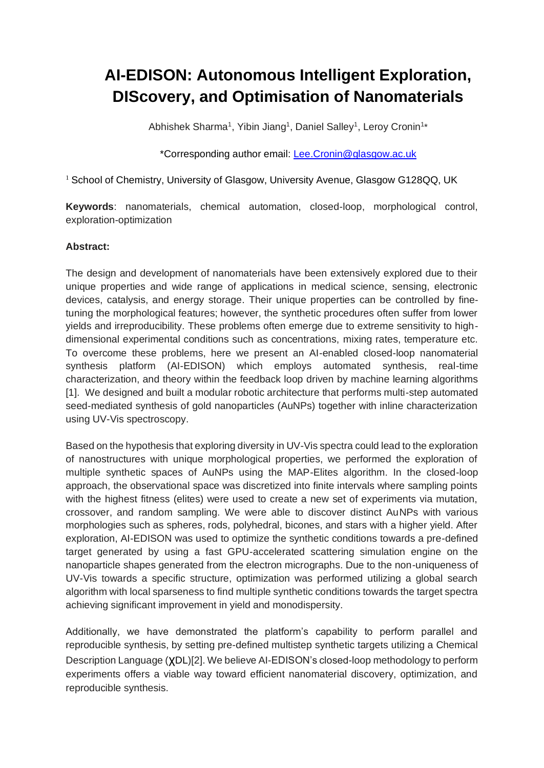# AI-EDISON: Autonomous Intelligent Exploration, DIScovery, and Optimisation of Nanomaterials

Abhishek Sharma[1], Yibin Jiang[1], Daniel Salley[1], Leroy Cronin[1*]

*Corresponding author email: Lee.Cronin@glasgow.ac.uk

[1] School of Chemistry, University of Glasgow, University Avenue, Glasgow G128QQ, UK

**Keywords**: nanomaterials, chemical automation, closed-loop, morphological control, exploration-optimization

**Abstract:**

The design and development of nanomaterials have been extensively explored due to their unique properties and wide range of applications in medical science, sensing, electronic devices, catalysis, and energy storage. Their unique properties can be controlled by fine-tuning the morphological features; however, the synthetic procedures often suffer from lower yields and irreproducibility. These problems often emerge due to extreme sensitivity to high-dimensional experimental conditions such as concentrations, mixing rates, temperature etc. To overcome these problems, here we present an AI-enabled closed-loop nanomaterial synthesis platform (AI-EDISON) which employs automated synthesis, real-time characterization, and theory within the feedback loop driven by machine learning algorithms [1]. We designed and built a modular robotic architecture that performs multi-step automated seed-mediated synthesis of gold nanoparticles (AuNPs) together with inline characterization using UV-Vis spectroscopy.

Based on the hypothesis that exploring diversity in UV-Vis spectra could lead to the exploration of nanostructures with unique morphological properties, we performed the exploration of multiple synthetic spaces of AuNPs using the MAP-Elites algorithm. In the closed-loop approach, the observational space was discretized into finite intervals where sampling points with the highest fitness (elites) were used to create a new set of experiments via mutation, crossover, and random sampling. We were able to discover distinct AuNPs with various morphologies such as spheres, rods, polyhedral, bicones, and stars with a higher yield. After exploration, AI-EDISON was used to optimize the synthetic conditions towards a pre-defined target generated by using a fast GPU-accelerated scattering simulation engine on the nanoparticle shapes generated from the electron micrographs. Due to the non-uniqueness of UV-Vis towards a specific structure, optimization was performed utilizing a global search algorithm with local sparseness to find multiple synthetic conditions towards the target spectra achieving significant improvement in yield and monodispersity.

Additionally, we have demonstrated the platform's capability to perform parallel and reproducible synthesis, by setting pre-defined multistep synthetic targets utilizing a Chemical Description Language (χDL)[2]. We believe AI-EDISON's closed-loop methodology to perform experiments offers a viable way toward efficient nanomaterial discovery, optimization, and reproducible synthesis.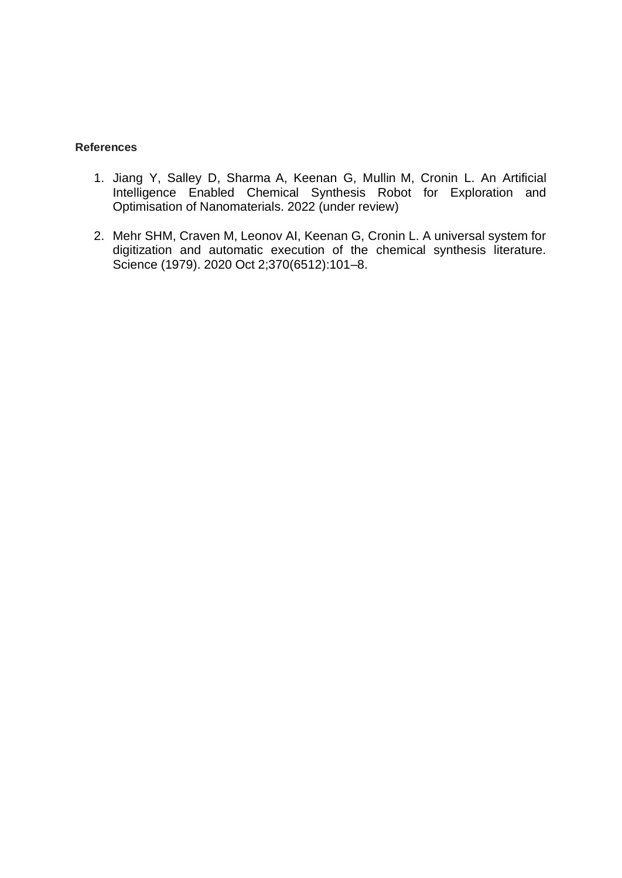**References**

1. Jiang Y, Salley D, Sharma A, Keenan G, Mullin M, Cronin L. An Artificial Intelligence Enabled Chemical Synthesis Robot for Exploration and Optimisation of Nanomaterials. 2022 (under review)

2. Mehr SHM, Craven M, Leonov AI, Keenan G, Cronin L. A universal system for digitization and automatic execution of the chemical synthesis literature. Science (1979). 2020 Oct 2;370(6512):101–8.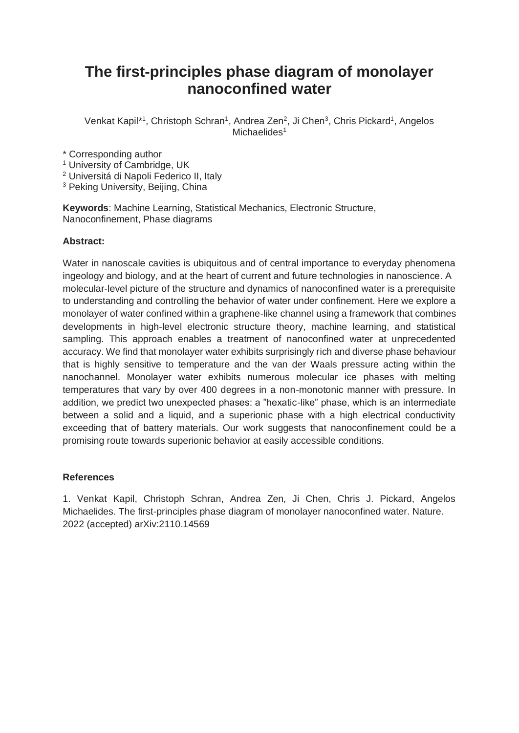# The first-principles phase diagram of monolayer nanoconfined water

Venkat Kapil*[1], Christoph Schran[1], Andrea Zen[2], Ji Chen[3], Chris Pickard[1], Angelos Michaelides[1]

\* Corresponding author
[1] University of Cambridge, UK
[2] Universitá di Napoli Federico II, Italy
[3] Peking University, Beijing, China

**Keywords**: Machine Learning, Statistical Mechanics, Electronic Structure, Nanoconfinement, Phase diagrams

**Abstract:**

Water in nanoscale cavities is ubiquitous and of central importance to everyday phenomena ingeology and biology, and at the heart of current and future technologies in nanoscience. A molecular-level picture of the structure and dynamics of nanoconfined water is a prerequisite to understanding and controlling the behavior of water under confinement. Here we explore a monolayer of water confined within a graphene-like channel using a framework that combines developments in high-level electronic structure theory, machine learning, and statistical sampling. This approach enables a treatment of nanoconfined water at unprecedented accuracy. We find that monolayer water exhibits surprisingly rich and diverse phase behaviour that is highly sensitive to temperature and the van der Waals pressure acting within the nanochannel. Monolayer water exhibits numerous molecular ice phases with melting temperatures that vary by over 400 degrees in a non-monotonic manner with pressure. In addition, we predict two unexpected phases: a "hexatic-like" phase, which is an intermediate between a solid and a liquid, and a superionic phase with a high electrical conductivity exceeding that of battery materials. Our work suggests that nanoconfinement could be a promising route towards superionic behavior at easily accessible conditions.

**References**

1. Venkat Kapil, Christoph Schran, Andrea Zen, Ji Chen, Chris J. Pickard, Angelos Michaelides. The first-principles phase diagram of monolayer nanoconfined water. Nature. 2022 (accepted) arXiv:2110.14569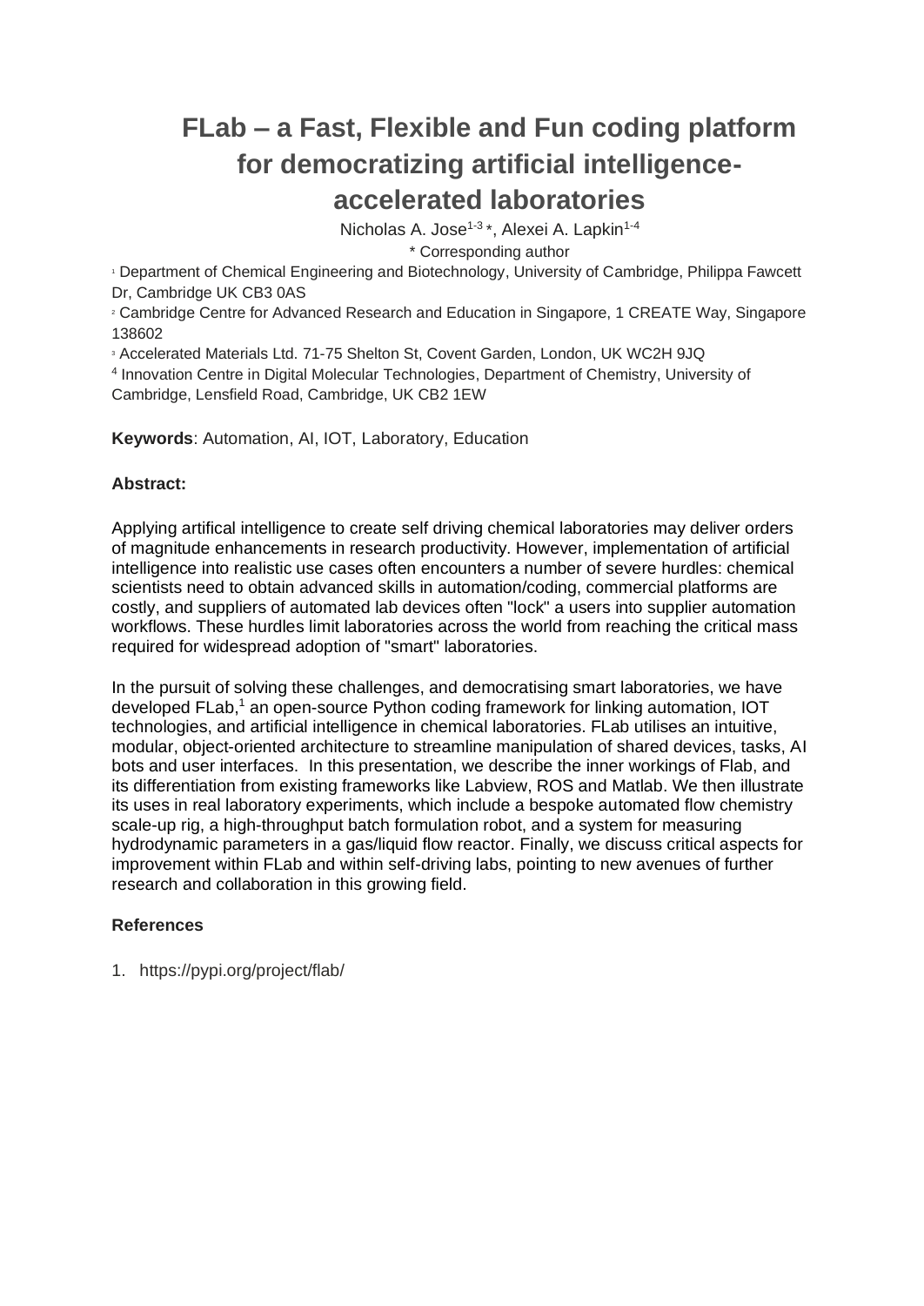# FLab – a Fast, Flexible and Fun coding platform for democratizing artificial intelligence-accelerated laboratories

Nicholas A. Jose[1-3] *, Alexei A. Lapkin[1-4]

* Corresponding author

[1] Department of Chemical Engineering and Biotechnology, University of Cambridge, Philippa Fawcett Dr, Cambridge UK CB3 0AS

[2] Cambridge Centre for Advanced Research and Education in Singapore, 1 CREATE Way, Singapore 138602

[3] Accelerated Materials Ltd. 71-75 Shelton St, Covent Garden, London, UK WC2H 9JQ

[4] Innovation Centre in Digital Molecular Technologies, Department of Chemistry, University of Cambridge, Lensfield Road, Cambridge, UK CB2 1EW

**Keywords**: Automation, AI, IOT, Laboratory, Education

**Abstract:**

Applying artifical intelligence to create self driving chemical laboratories may deliver orders of magnitude enhancements in research productivity. However, implementation of artificial intelligence into realistic use cases often encounters a number of severe hurdles: chemical scientists need to obtain advanced skills in automation/coding, commercial platforms are costly, and suppliers of automated lab devices often "lock" a users into supplier automation workflows. These hurdles limit laboratories across the world from reaching the critical mass required for widespread adoption of "smart" laboratories.

In the pursuit of solving these challenges, and democratising smart laboratories, we have developed FLab,[1] an open-source Python coding framework for linking automation, IOT technologies, and artificial intelligence in chemical laboratories. FLab utilises an intuitive, modular, object-oriented architecture to streamline manipulation of shared devices, tasks, AI bots and user interfaces. In this presentation, we describe the inner workings of Flab, and its differentiation from existing frameworks like Labview, ROS and Matlab. We then illustrate its uses in real laboratory experiments, which include a bespoke automated flow chemistry scale-up rig, a high-throughput batch formulation robot, and a system for measuring hydrodynamic parameters in a gas/liquid flow reactor. Finally, we discuss critical aspects for improvement within FLab and within self-driving labs, pointing to new avenues of further research and collaboration in this growing field.

**References**

1. https://pypi.org/project/flab/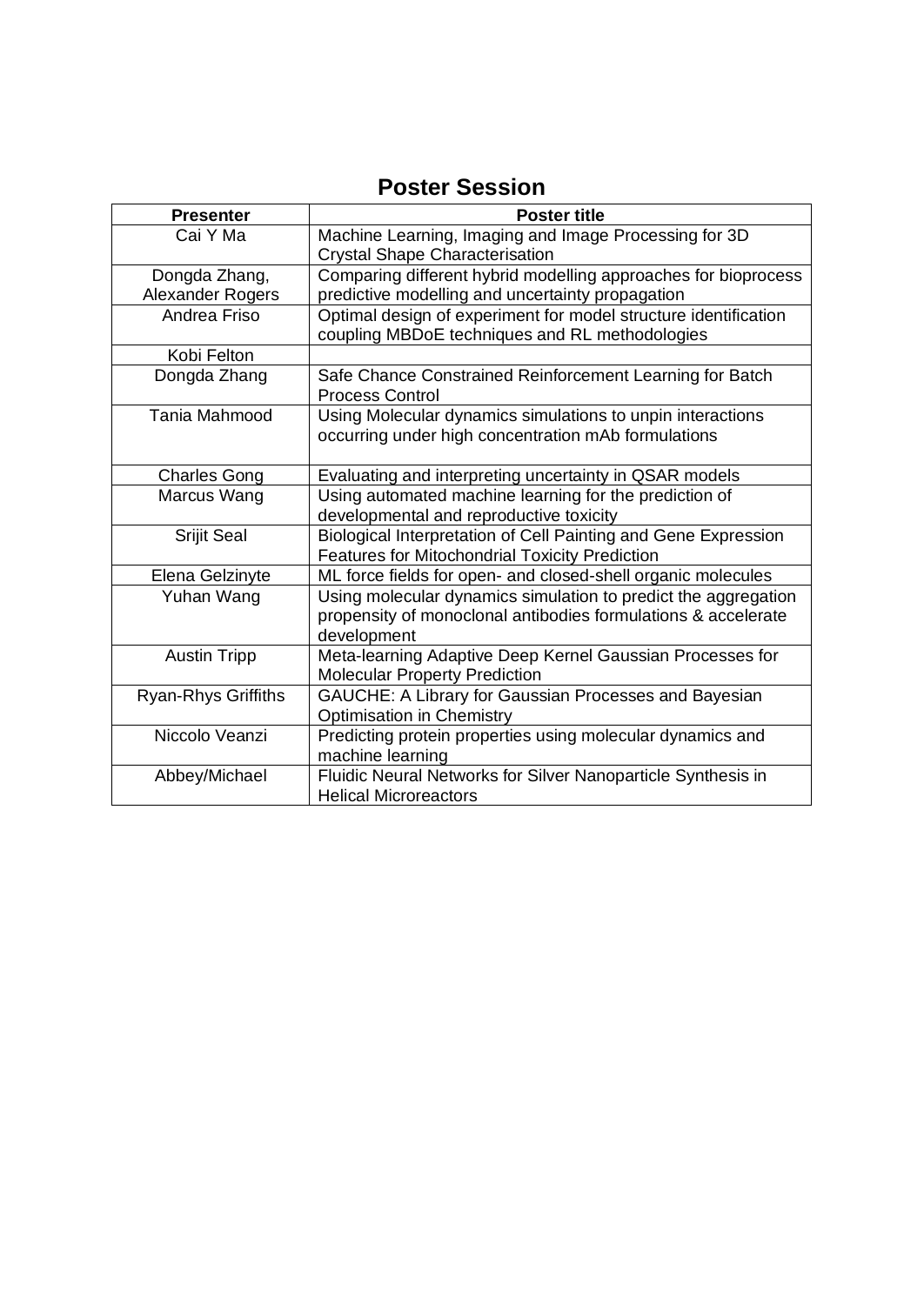## Poster Session

| Presenter | Poster title |
|---|---|
| Cai Y Ma | Machine Learning, Imaging and Image Processing for 3D Crystal Shape Characterisation |
| Dongda Zhang, Alexander Rogers | Comparing different hybrid modelling approaches for bioprocess predictive modelling and uncertainty propagation |
| Andrea Friso | Optimal design of experiment for model structure identification coupling MBDoE techniques and RL methodologies |
| Kobi Felton | |
| Dongda Zhang | Safe Chance Constrained Reinforcement Learning for Batch Process Control |
| Tania Mahmood | Using Molecular dynamics simulations to unpin interactions occurring under high concentration mAb formulations |
| Charles Gong | Evaluating and interpreting uncertainty in QSAR models |
| Marcus Wang | Using automated machine learning for the prediction of developmental and reproductive toxicity |
| Srijit Seal | Biological Interpretation of Cell Painting and Gene Expression Features for Mitochondrial Toxicity Prediction |
| Elena Gelzinyte | ML force fields for open- and closed-shell organic molecules |
| Yuhan Wang | Using molecular dynamics simulation to predict the aggregation propensity of monoclonal antibodies formulations & accelerate development |
| Austin Tripp | Meta-learning Adaptive Deep Kernel Gaussian Processes for Molecular Property Prediction |
| Ryan-Rhys Griffiths | GAUCHE: A Library for Gaussian Processes and Bayesian Optimisation in Chemistry |
| Niccolo Veanzi | Predicting protein properties using molecular dynamics and machine learning |
| Abbey/Michael | Fluidic Neural Networks for Silver Nanoparticle Synthesis in Helical Microreactors |